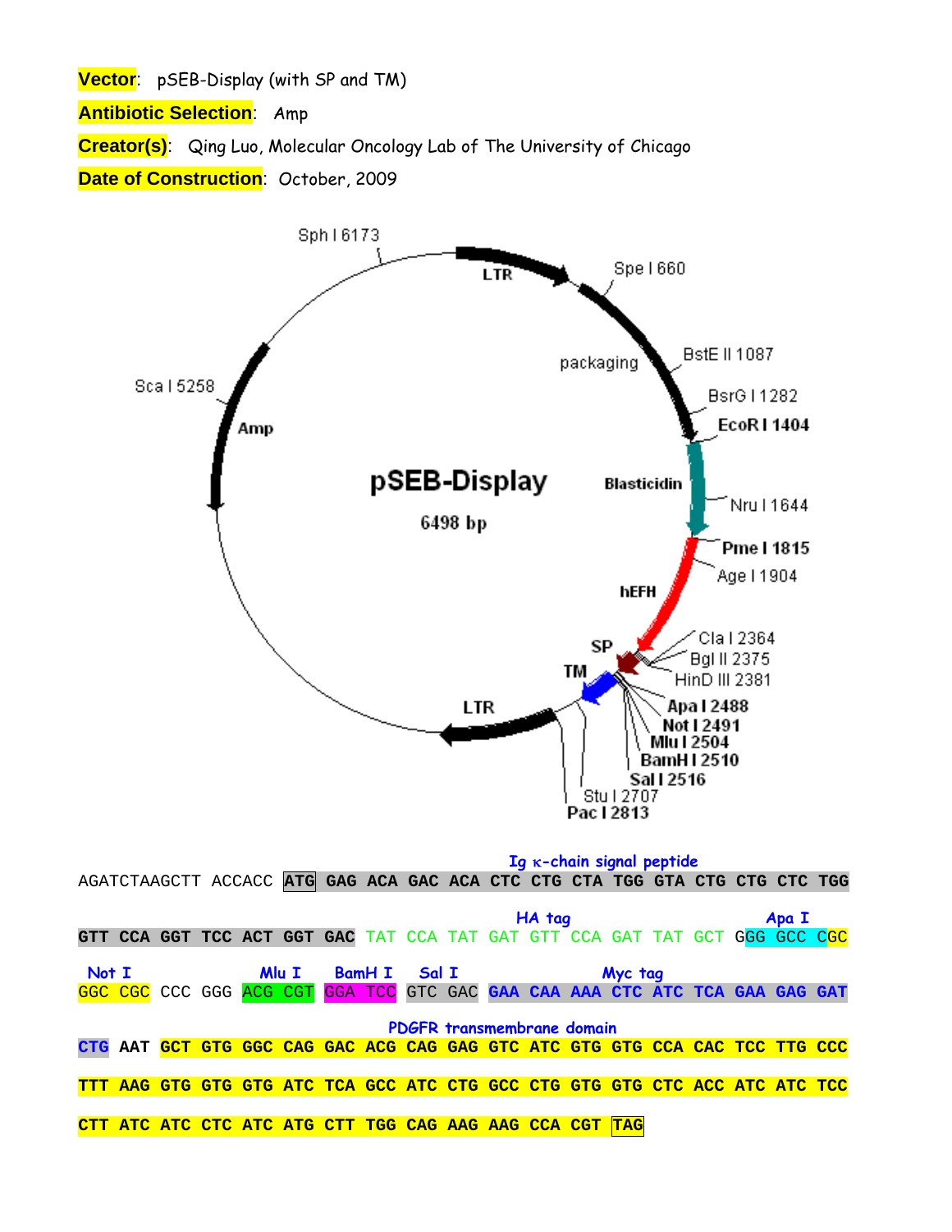**Vector**: pSEB-Display (with SP and TM)

**Antibiotic Selection**: Amp

**Creator(s)**: Qing Luo, Molecular Oncology Lab of The University of Chicago

**Date of Construction**: October, 2009

pSEB-Display

6498 bp

Sph I 6173, LTR, Spe I 660, packaging, BstE II 1087, BsrG I 1282, EcoR I 1404, Blasticidin, Nru I 1644, Pme I 1815, Age I 1904, hEFH, Cla I 2364, Bgl II 2375, HinD III 2381, SP, TM, Apa I 2488, Not I 2491, Mlu I 2504, BamH I 2510, Sal I 2516, Stu I 2707, Pac I 2813, LTR, Amp, Sca I 5258

Ig κ-chain signal peptide

AGATCTAAGCTT ACCACC **ATG** GAG ACA GAC ACA CTC CTG CTA TGG GTA CTG CTG CTC TGG

HA tag; Apa I

GTT CCA GGT TCC ACT GGT GAC TAT CCA TAT GAT GTT CCA GAT TAT GCT GGG GCC CGC

Not I; Mlu I; BamH I; Sal I; Myc tag

GGC CGC CCC GGG ACG CGT GGA TCC GTC GAC GAA CAA AAA CTC ATC TCA GAA GAG GAT

PDGFR transmembrane domain

CTG AAT GCT GTG GGC CAG GAC ACG CAG GAG GTC ATC GTG GTG CCA CAC TCC TTG CCC

TTT AAG GTG GTG GTG ATC TCA GCC ATC CTG GCC CTG GTG GTG CTC ACC ATC ATC TCC

CTT ATC ATC CTC ATC ATG CTT TGG CAG AAG AAG CCA CGT **TAG**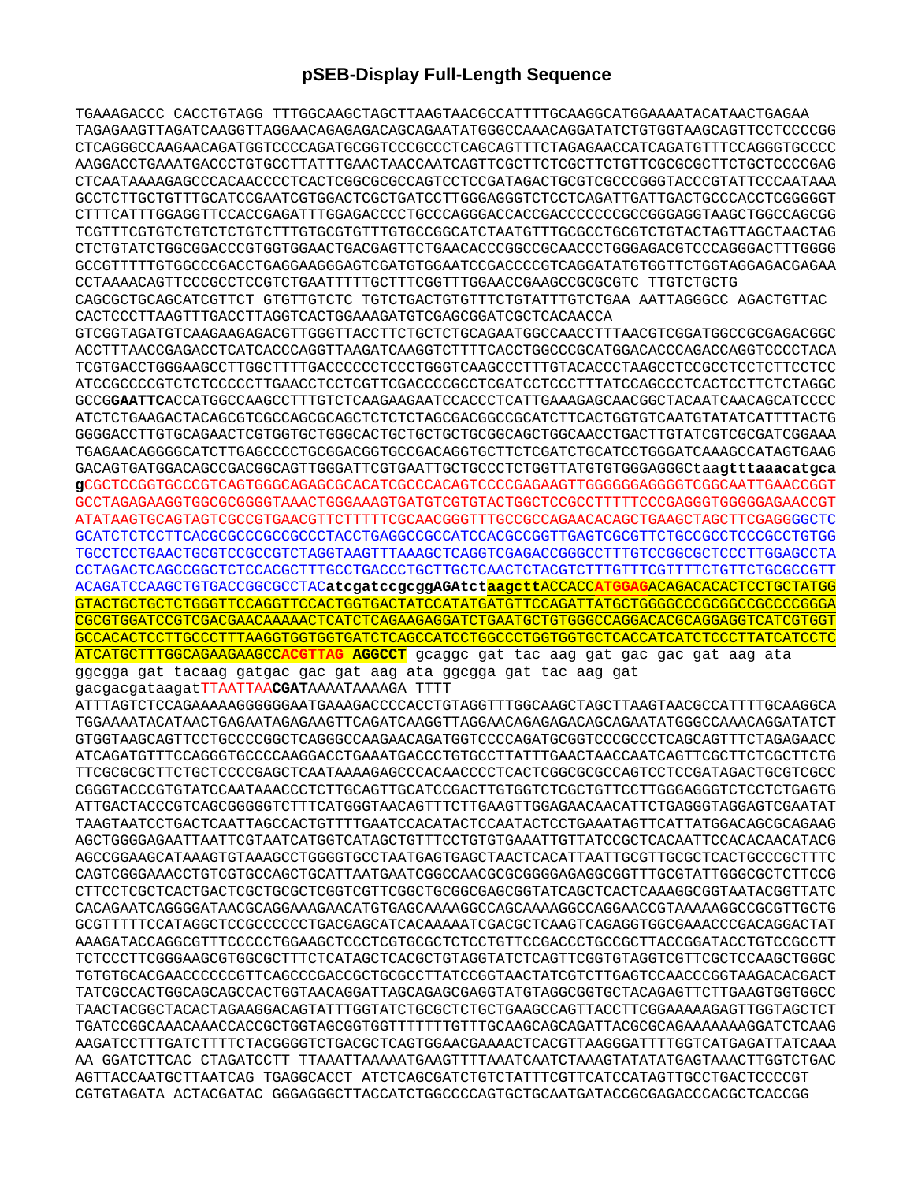## pSEB-Display Full-Length Sequence

```
TGAAAGACCC CACCTGTAGG TTTGGCAAGCTAGCTTAAGTAACGCCATTTTGCAAGGCATGGAAAATACATAACTGAGAA
TAGAGAAGTTAGATCAAGGTTAGGAACAGAGAGACAGCAGAATATGGGCCAAACAGGATATCTGTGGTAAGCAGTTCCTCCCCGG
CTCAGGGCCAAGAACAGATGGTCCCCAGATGCGGTCCCGCCCTCAGCAGTTTCTAGAGAACCATCAGATGTTTCCAGGGTGCCCC
AAGGACCTGAAATGACCCTGTGCCTTATTTGAACTAACCAATCAGTTCGCTTCTCGCTTCTGTTCGCGCGCTTCTGCTCCCCGAG
CTCAATAAAAGAGCCCACAACCCCTCACTCGGCGCGCCAGTCCTCCGATAGACTGCGTCGCCCGGGTACCCGTATTCCCAATAAA
GCCTCTTGCTGTTTGCATCCGAATCGTGGACTCGCTGATCCTTGGGAGGGTCTCCTCAGATTGATTGACTGCCCACCTCGGGGGT
CTTTCATTTGGAGGTTCCACCGAGATTTGGAGACCCCTGCCCAGGGACCACCGACCCCCCCGCCGGGAGGTAAGCTGGCCAGCGG
TCGTTTCGTGTCTGTCTCTGTCTTTGTGCGTGTTTGTGCCGGCATCTAATGTTTGCGCCTGCGTCTGTACTAGTTAGCTAACTAG
CTCTGTATCTGGCGGACCCGTGGTGGAACTGACGAGTTCTGAACACCCGGCCGCAACCCTGGGAGACGTCCCAGGGACTTTGGGG
GCCGTTTTTGTGGCCCGACCTGAGGAAGGGAGTCGATGTGGAATCCGACCCCGTCAGGATATGTGGTTCTGGTAGGAGACGAGAA
CCTAAAACAGTTCCCGCCTCCGTCTGAATTTTTGCTTTCGGTTTGGAACCGAAGCCGCGCGTC TTGTCTGCTG
CAGCGCTGCAGCATCGTTCT GTGTTGTCTC TGTCTGACTGTGTTTCTGTATTTGTCTGAA AATTAGGGCC AGACTGTTAC
CACTCCCTTAAGTTTGACCTTAGGTCACTGGAAAGATGTCGAGCGGATCGCTCACAACCA
GTCGGTAGATGTCAAGAAGAGACGTTGGGTTACCTTCTGCTCTGCAGAATGGCCAACCTTTAACGTCGGATGGCCGCGAGACGGC
ACCTTTAACCGAGACCTCATCACCCAGGTTAAGATCAAGGTCTTTTCACCTGGCCCGCATGGACACCCAGACCAGGTCCCCTACA
TCGTGACCTGGGAAGCCTTGGCTTTTGACCCCCCTCCCTGGGTCAAGCCCTTTGTACACCCTAAGCCTCCGCCTCCTCTTCCTCC
ATCCGCCCCGTCTCTCCCCCTTGAACCTCCTCGTTCGACCCCGCCTCGATCCTCCCTTTATCCAGCCCTCACTCCTTCTCTAGGC
GCCGGAATTCACCATGGCCAAGCCTTTGTCTCAAGAAGAATCCACCCTCATTGAAAGAGCAACGGCTACAATCAACAGCATCCCC
ATCTCTGAAGACTACAGCGTCGCCAGCGCAGCTCTCTCTAGCGACGGCCGCATCTTCACTGGTGTCAATGTATATCATTTTACTG
GGGGACCTTGTGCAGAACTCGTGGTGCTGGGCACTGCTGCTGCTGCGGCAGCTGGCAACCTGACTTGTATCGTCGCGATCGGAAA
TGAGAACAGGGGCATCTTGAGCCCCTGCGGACGGTGCCGACAGGTGCTTCTCGATCTGCATCCTGGGATCAAAGCCATAGTGAAG
GACAGTGATGGACAGCCGACGGCAGTTGGGATTCGTGAATTGCTGCCCTCTGGTTATGTGTGGGAGGGCtaagtttaaacatgca
gCGCTCCGGTGCCCGTCAGTGGGCAGAGCGCACATCGCCCACAGTCCCCGAGAAGTTGGGGGGAGGGGTCGGCAATTGAACCGGT
GCCTAGAGAAGGTGGCGCGGGGTAAACTGGGAAAGTGATGTCGTGTACTGGCTCCGCCTTTTTCCCGAGGGTGGGGGAGAACCGT
ATATAAGTGCAGTAGTCGCCGTGAACGTTCTTTTTCGCAACGGGTTTGCCGCCAGAACACAGCTGAAGCTAGCTTCGAGGGGCTC
GCATCTCTCCTTCACGCGCCCGCCGCCCTACCTGAGGCCGCCATCCACGCCGGTTGAGTCGCGTTCTGCCGCCTCCCGCCTGTGG
TGCCTCCTGAACTGCGTCCGCCGTCTAGGTAAGTTTAAAGCTCAGGTCGAGACCGGGCCTTTGTCCGGCGCTCCCTTGGAGCCTA
CCTAGACTCAGCCGGCTCTCCACGCTTTGCCTGACCCTGCTTGCTCAACTCTACGTCTTTGTTTCGTTTTCTGTTCTGCGCCGTT
ACAGATCCAAGCTGTGACCGGCGCCTACatcgatccgcggAGAtctaagcttACCACCATGGAGACAGACACACTCCTGCTATGG
GTACTGCTGCTCTGGGTTCCAGGTTCCACTGGTGACTATCCATATGATGTTCCAGATTATGCTGGGGCCCGCGGCCGCCCCGGGA
CGCGTGGATCCGTCGACGAACAAAAACTCATCTCAGAAGAGGATCTGAATGCTGTGGGCCAGGACACGCAGGAGGTCATCGTGGT
GCCACACTCCTTGCCCTTTAAGGTGGTGGTGATCTCAGCCATCCTGGCCCTGGTGGTGCTCACCATCATCTCCCTTATCATCCTC
ATCATGCTTTGGCAGAAGAAGCCACGTTAG AGGCCT gcaggc gat tac aag gat gac gac gat aag ata
ggcgga gat tacaag gatgac gac gat aag ata ggcgga gat tac aag gat
gacgacgataagatTTAATTAACGATAAAATAAAAGA TTTT
ATTTAGTCTCCAGAAAAAGGGGGGAATGAAAGACCCCACCTGTAGGTTTGGCAAGCTAGCTTAAGTAACGCCATTTTGCAAGGCA
TGGAAAATACATAACTGAGAATAGAGAAGTTCAGATCAAGGTTAGGAACAGAGAGACAGCAGAATATGGGCCAAACAGGATATCT
GTGGTAAGCAGTTCCTGCCCCGGCTCAGGGCCAAGAACAGATGGTCCCCAGATGCGGTCCCGCCCTCAGCAGTTTCTAGAGAACC
ATCAGATGTTTCCAGGGTGCCCCAAGGACCTGAAATGACCCTGTGCCTTATTTGAACTAACCAATCAGTTCGCTTCTCGCTTCTG
TTCGCGCGCTTCTGCTCCCCGAGCTCAATAAAAGAGCCCACAACCCCTCACTCGGCGCGCCAGTCCTCCGATAGACTGCGTCGCC
CGGGTACCCGTGTATCCAATAAACCCTCTTGCAGTTGCATCCGACTTGTGGTCTCGCTGTTCCTTGGGAGGGTCTCCTCTGAGTG
ATTGACTACCCGTCAGCGGGGGTCTTTCATGGGTAACAGTTTCTTGAAGTTGGAGAACAACATTCTGAGGGTAGGAGTCGAATAT
TAAGTAATCCTGACTCAATTAGCCACTGTTTTGAATCCACATACTCCAATACTCCTGAAATAGTTCATTATGGACAGCGCAGAAG
AGCTGGGGAGAATTAATTCGTAATCATGGTCATAGCTGTTTCCTGTGTGAAATTGTTATCCGCTCACAATTCCACACAACATACG
AGCCGGAAGCATAAAGTGTAAAGCCTGGGGTGCCTAATGAGTGAGCTAACTCACATTAATTGCGTTGCGCTCACTGCCCGCTTTC
CAGTCGGGAAACCTGTCGTGCCAGCTGCATTAATGAATCGGCCAACGCGCGGGGAGAGGCGGTTTGCGTATTGGGCGCTCTTCCG
CTTCCTCGCTCACTGACTCGCTGCGCTCGGTCGTTCGGCTGCGGCGAGCGGTATCAGCTCACTCAAAGGCGGTAATACGGTTATC
CACAGAATCAGGGGATAACGCAGGAAAGAACATGTGAGCAAAAGGCCAGCAAAAGGCCAGGAACCGTAAAAAGGCCGCGTTGCTG
GCGTTTTTCCATAGGCTCCGCCCCCCTGACGAGCATCACAAAAATCGACGCTCAAGTCAGAGGTGGCGAAACCCGACAGGACTAT
AAAGATACCAGGCGTTTCCCCCTGGAAGCTCCCTCGTGCGCTCTCCTGTTCCGACCCTGCCGCTTACCGGATACCTGTCCGCCTT
TCTCCCTTCGGGAAGCGTGGCGCTTTCTCATAGCTCACGCTGTAGGTATCTCAGTTCGGTGTAGGTCGTTCGCTCCAAGCTGGGC
TGTGTGCACGAACCCCCCGTTCAGCCCGACCGCTGCGCCTTATCCGGTAACTATCGTCTTGAGTCCAACCCGGTAAGACACGACT
TATCGCCACTGGCAGCAGCCACTGGTAACAGGATTAGCAGAGCGAGGTATGTAGGCGGTGCTACAGAGTTCTTGAAGTGGTGGCC
TAACTACGGCTACACTAGAAGGACAGTATTTGGTATCTGCGCTCTGCTGAAGCCAGTTACCTTCGGAAAAAGAGTTGGTAGCTCT
TGATCCGGCAAACAAACCACCGCTGGTAGCGGTGGTTTTTTTGTTTGCAAGCAGCAGATTACGCGCAGAAAAAAAGGATCTCAAG
AAGATCCTTTGATCTTTTCTACGGGGTCTGACGCTCAGTGGAACGAAAACTCACGTTAAGGGATTTTGGTCATGAGATTATCAAA
AA GGATCTTCAC CTAGATCCTT TTAAATTAAAAATGAAGTTTTAAATCAATCTAAAGTATATATGAGTAAACTTGGTCTGAC
AGTTACCAATGCTTAATCAG TGAGGCACCT ATCTCAGCGATCTGTCTATTTCGTTCATCCATAGTTGCCTGACTCCCCGT
CGTGTAGATA ACTACGATAC GGGAGGGCTTACCATCTGGCCCCAGTGCTGCAATGATACCGCGAGACCCACGCTCACCGG
```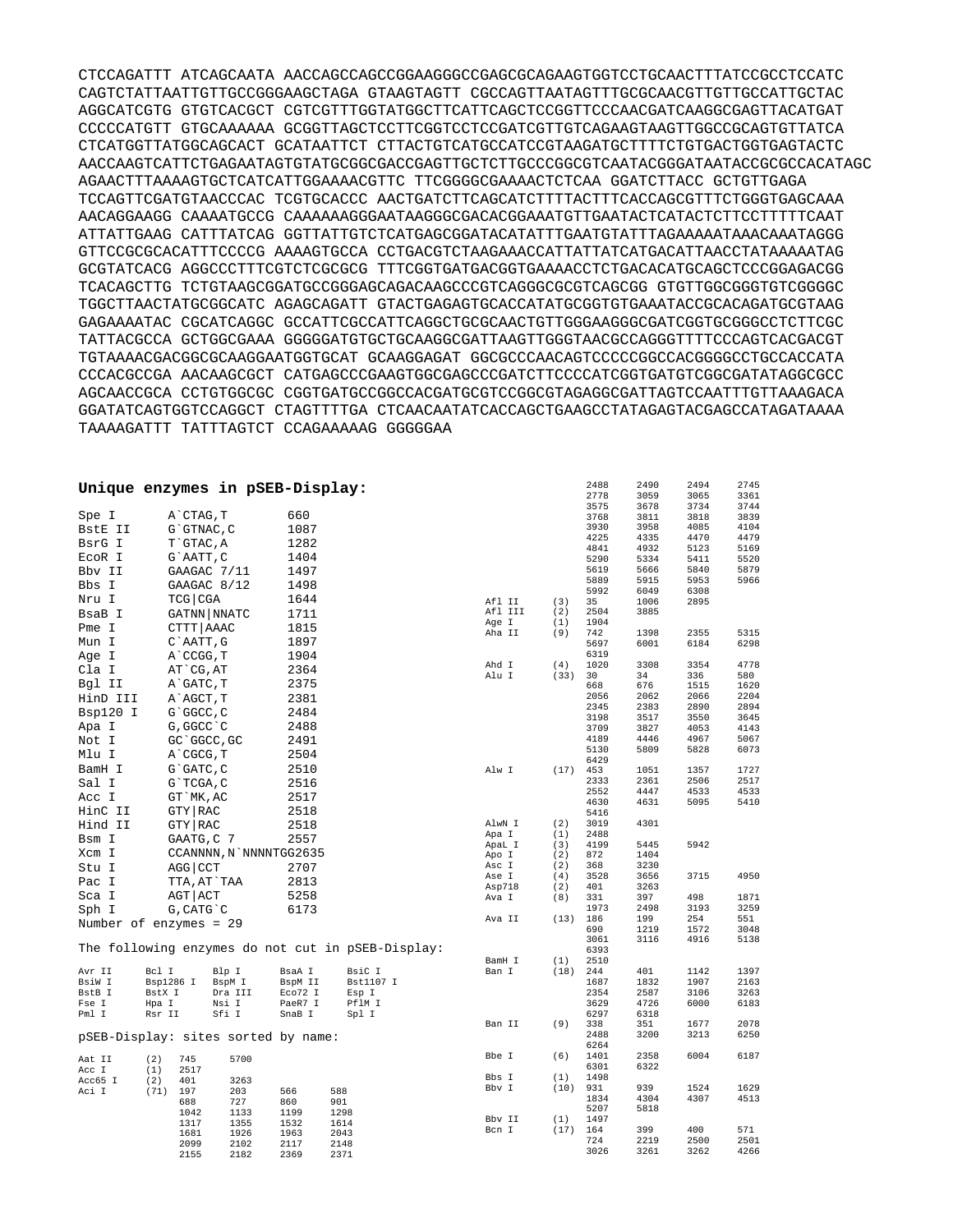```
CTCCAGATTT ATCAGCAATA AACCAGCCAGCCGGAAGGGCCGAGCGCAGAAGTGGTCCTGCAACTTTATCCGCCTCCATC
CAGTCTATTAATTGTTGCCGGGAAGCTAGA GTAAGTAGTT CGCCAGTTAATAGTTTGCGCAACGTTGTTGCCATTGCTAC
AGGCATCGTG GTGTCACGCT CGTCGTTTGGTATGGCTTCATTCAGCTCCGGTTCCCAACGATCAAGGCGAGTTACATGAT
CCCCCATGTT GTGCAAAAAA GCGGTTAGCTCCTTCGGTCCTCCGATCGTTGTCAGAAGTAAGTTGGCCGCAGTGTTATCA
CTCATGGTTATGGCAGCACT GCATAATTCT CTTACTGTCATGCCATCCGTAAGATGCTTTTCTGTGACTGGTGAGTACTC
AACCAAGTCATTCTGAGAATAGTGTATGCGGCGACCGAGTTGCTCTTGCCCGGCGTCAATACGGGATAATACCGCGCCACATAGC
AGAACTTTAAAAGTGCTCATCATTGGAAAACGTTC TTCGGGGCGAAAACTCTCAA GGATCTTACC GCTGTTGAGA
TCCAGTTCGATGTAACCCAC TCGTGCACCC AACTGATCTTCAGCATCTTTTACTTTCACCAGCGTTTCTGGGTGAGCAAA
AACAGGAAGG CAAAATGCCG CAAAAAAGGGAATAAGGGCGACACGGAAATGTTGAATACTCATACTCTTCCTTTTTCAAT
ATTATTGAAG CATTTATCAG GGTTATTGTCTCATGAGCGGATACATATTTGAATGTATTTAGAAAAATAAACAAATAGGG
GTTCCGCGCACATTTCCCCG AAAAGTGCCA CCTGACGTCTAAGAAACCATTATTATCATGACATTAACCTATAAAAATAG
GCGTATCACG AGGCCCTTTCGTCTCGCGCG TTTCGGTGATGACGGTGAAAACCTCTGACACATGCAGCTCCCGGAGACGG
TCACAGCTTG TCTGTAAGCGGATGCCGGGAGCAGACAAGCCCGTCAGGGCGCGTCAGCGG GTGTTGGCGGGTGTCGGGGC
TGGCTTAACTATGCGGCATC AGAGCAGATT GTACTGAGAGTGCACCATATGCGGTGTGAAATACCGCACAGATGCGTAAG
GAGAAAATAC CGCATCAGGC GCCATTCGCCATTCAGGCTGCGCAACTGTTGGGAAGGGCGATCGGTGCGGGCCTCTTCGC
TATTACGCCA GCTGGCGAAA GGGGGATGTGCTGCAAGGCGATTAAGTTGGGTAACGCCAGGGTTTTCCCAGTCACGACGT
TGTAAAACGACGGCGCAAGGAATGGTGCAT GCAAGGAGAT GGCGCCCAACAGTCCCCCGGCCACGGGGCCTGCCACCATA
CCCACGCCGA AACAAGCGCT CATGAGCCCGAAGTGGCGAGCCCGATCTTCCCCATCGGTGATGTCGGCGATATAGGCGCC
AGCAACCGCA CCTGTGGCGC CGGTGATGCCGGCCACGATGCGTCCGGCGTAGAGGCGATTAGTCCAATTTGTTAAAGACA
GGATATCAGTGGTCCAGGCT CTAGTTTTGA CTCAACAATATCACCAGCTGAAGCCTATAGAGTACGAGCCATAGATAAAA
TAAAAGATTT TATTTAGTCT CCAGAAAAAG GGGGGAA
```

**Unique enzymes in pSEB-Display:**

| Enzyme | Site | Position |
|---|---|---|
| Spe I | A`CTAG,T | 660 |
| BstE II | G`GTNAC,C | 1087 |
| BsrG I | T`GTAC,A | 1282 |
| EcoR I | G`AATT,C | 1404 |
| Bbv II | GAAGAC 7/11 | 1497 |
| Bbs I | GAAGAC 8/12 | 1498 |
| Nru I | TCG\|CGA | 1644 |
| BsaB I | GATNN\|NNATC | 1711 |
| Pme I | CTTT\|AAAC | 1815 |
| Mun I | C`AATT,G | 1897 |
| Age I | A`CCGG,T | 1904 |
| Cla I | AT`CG,AT | 2364 |
| Bgl II | A`GATC,T | 2375 |
| HinD III | A`AGCT,T | 2381 |
| Bsp120 I | G`GGCC,C | 2484 |
| Apa I | G,GGCC`C | 2488 |
| Not I | GC`GGCC,GC | 2491 |
| Mlu I | A`CGCG,T | 2504 |
| BamH I | G`GATC,C | 2510 |
| Sal I | G`TCGA,C | 2516 |
| Acc I | GT`MK,AC | 2517 |
| HinC II | GTY\|RAC | 2518 |
| Hind II | GTY\|RAC | 2518 |
| Bsm I | GAATG,C 7 | 2557 |
| Xcm I | CCANNNN,N`NNNNTGG | 2635 |
| Stu I | AGG\|CCT | 2707 |
| Pac I | TTA,AT`TAA | 2813 |
| Sca I | AGT\|ACT | 5258 |
| Sph I | G,CATG`C | 6173 |

Number of enzymes = 29

The following enzymes do not cut in pSEB-Display:

| | | | | |
|---|---|---|---|---|
| Avr II | Bcl I | Blp I | BsaA I | BsiC I |
| BsiW I | Bsp1286 I | BspM I | BspM II | Bst1107 I |
| BstB I | BstX I | Dra III | Eco72 I | Esp I |
| Fse I | Hpa I | Nsi I | PaeR7 I | PflM I |
| Pml I | Rsr II | Sfi I | SnaB I | Spl I |

pSEB-Display: sites sorted by name:

| Enzyme | No. | Sites | | | |
|---|---|---|---|---|---|
| Aat II | (2) | 745 | 5700 | | |
| Acc I | (1) | 2517 | | | |
| Acc65 I | (2) | 401 | 3263 | | |
| Aci I | (71) | 197 | 203 | 566 | 588 |
| | | 688 | 727 | 860 | 901 |
| | | 1042 | 1133 | 1199 | 1298 |
| | | 1317 | 1355 | 1532 | 1614 |
| | | 1681 | 1926 | 1963 | 2043 |
| | | 2099 | 2102 | 2117 | 2148 |
| | | 2155 | 2182 | 2369 | 2371 |
| | | 2488 | 2490 | 2494 | 2745 |
| | | 2778 | 3059 | 3065 | 3361 |
| | | 3575 | 3678 | 3734 | 3744 |
| | | 3768 | 3811 | 3818 | 3839 |
| | | 3930 | 3958 | 4085 | 4104 |
| | | 4225 | 4335 | 4470 | 4479 |
| | | 4841 | 4932 | 5123 | 5169 |
| | | 5290 | 5334 | 5411 | 5520 |
| | | 5619 | 5666 | 5840 | 5879 |
| | | 5889 | 5915 | 5953 | 5966 |
| | | 5992 | 6049 | 6308 | |
| Afl II | (3) | 35 | 1006 | 2895 | |
| Afl III | (2) | 2504 | 3885 | | |
| Age I | (1) | 1904 | | | |
| Aha II | (9) | 742 | 1398 | 2355 | 5315 |
| | | 5697 | 6001 | 6184 | 6298 |
| | | 6319 | | | |
| Ahd I | (4) | 1020 | 3308 | 3354 | 4778 |
| Alu I | (33) | 30 | 34 | 336 | 580 |
| | | 668 | 676 | 1515 | 1620 |
| | | 2056 | 2062 | 2066 | 2204 |
| | | 2345 | 2383 | 2890 | 2894 |
| | | 3198 | 3517 | 3550 | 3645 |
| | | 3709 | 3827 | 4053 | 4143 |
| | | 4189 | 4446 | 4967 | 5067 |
| | | 5130 | 5809 | 5828 | 6073 |
| | | 6429 | | | |
| Alw I | (17) | 453 | 1051 | 1357 | 1727 |
| | | 2333 | 2361 | 2506 | 2517 |
| | | 2552 | 4447 | 4533 | 4533 |
| | | 4630 | 4631 | 5095 | 5410 |
| | | 5416 | | | |
| AlwN I | (2) | 3019 | 4301 | | |
| Apa I | (1) | 2488 | | | |
| ApaL I | (3) | 4199 | 5445 | 5942 | |
| Apo I | (2) | 872 | 1404 | | |
| Asc I | (2) | 368 | 3230 | | |
| Ase I | (4) | 3528 | 3656 | 3715 | 4950 |
| Asp718 | (2) | 401 | 3263 | | |
| Ava I | (8) | 331 | 397 | 498 | 1871 |
| | | 1973 | 2498 | 3193 | 3259 |
| Ava II | (13) | 186 | 199 | 254 | 551 |
| | | 690 | 1219 | 1572 | 3048 |
| | | 3061 | 3116 | 4916 | 5138 |
| | | 6393 | | | |
| BamH I | (1) | 2510 | | | |
| Ban I | (18) | 244 | 401 | 1142 | 1397 |
| | | 1687 | 1832 | 1907 | 2163 |
| | | 2354 | 2587 | 3106 | 3263 |
| | | 3629 | 4726 | 6000 | 6183 |
| | | 6297 | 6318 | | |
| Ban II | (9) | 338 | 351 | 1677 | 2078 |
| | | 2488 | 3200 | 3213 | 6250 |
| | | 6264 | | | |
| Bbe I | (6) | 1401 | 2358 | 6004 | 6187 |
| | | 6301 | 6322 | | |
| Bbs I | (1) | 1498 | | | |
| Bbv I | (10) | 931 | 939 | 1524 | 1629 |
| | | 1834 | 4304 | 4307 | 4513 |
| | | 5207 | 5818 | | |
| Bbv II | (1) | 1497 | | | |
| Bcn I | (17) | 164 | 399 | 400 | 571 |
| | | 724 | 2219 | 2500 | 2501 |
| | | 3026 | 3261 | 3262 | 4266 |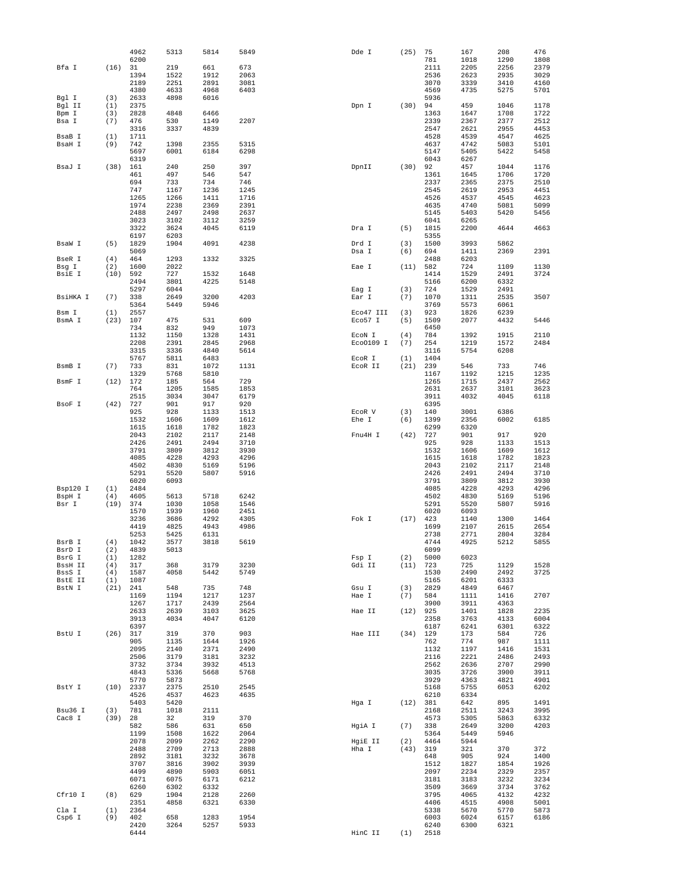| Enzyme | Count | Positions | | | |
|---|---|---|---|---|---|
| | | 4962 | 5313 | 5814 | 5849 |
| | | 6200 | | | |
| Bfa I | (16) | 31 | 219 | 661 | 673 |
| | | 1394 | 1522 | 1912 | 2063 |
| | | 2189 | 2251 | 2891 | 3081 |
| | | 4380 | 4633 | 4968 | 6403 |
| Bgl I | (3) | 2633 | 4898 | 6016 | |
| Bgl II | (1) | 2375 | | | |
| Bpm I | (3) | 2828 | 4848 | 6466 | |
| Bsa I | (7) | 476 | 530 | 1149 | 2207 |
| | | 3316 | 3337 | 4839 | |
| BsaB I | (1) | 1711 | | | |
| BsaH I | (9) | 742 | 1398 | 2355 | 5315 |
| | | 5697 | 6001 | 6184 | 6298 |
| | | 6319 | | | |
| BsaJ I | (38) | 161 | 240 | 250 | 397 |
| | | 461 | 497 | 546 | 547 |
| | | 694 | 733 | 734 | 746 |
| | | 747 | 1167 | 1236 | 1245 |
| | | 1265 | 1266 | 1411 | 1716 |
| | | 1974 | 2238 | 2369 | 2391 |
| | | 2488 | 2497 | 2498 | 2637 |
| | | 3023 | 3102 | 3112 | 3259 |
| | | 3322 | 3624 | 4045 | 6119 |
| | | 6197 | 6203 | | |
| BsaW I | (5) | 1829 | 1904 | 4091 | 4238 |
| | | 5069 | | | |
| BseR I | (4) | 464 | 1293 | 1332 | 3325 |
| Bsg I | (2) | 1600 | 2022 | | |
| BsiE I | (10) | 592 | 727 | 1532 | 1648 |
| | | 2494 | 3801 | 4225 | 5148 |
| | | 5297 | 6044 | | |
| BsiHKA I | (7) | 338 | 2649 | 3200 | 4203 |
| | | 5364 | 5449 | 5946 | |
| Bsm I | (1) | 2557 | | | |
| BsmA I | (23) | 107 | 475 | 531 | 609 |
| | | 734 | 832 | 949 | 1073 |
| | | 1132 | 1150 | 1328 | 1431 |
| | | 2208 | 2391 | 2845 | 2968 |
| | | 3315 | 3336 | 4840 | 5614 |
| | | 5767 | 5811 | 6483 | |
| BsmB I | (7) | 733 | 831 | 1072 | 1131 |
| | | 1329 | 5768 | 5810 | |
| BsmF I | (12) | 172 | 185 | 564 | 729 |
| | | 764 | 1205 | 1585 | 1853 |
| | | 2515 | 3034 | 3047 | 6179 |
| BsoF I | (42) | 727 | 901 | 917 | 920 |
| | | 925 | 928 | 1133 | 1513 |
| | | 1532 | 1606 | 1609 | 1612 |
| | | 1615 | 1618 | 1782 | 1823 |
| | | 2043 | 2102 | 2117 | 2148 |
| | | 2426 | 2491 | 2494 | 3710 |
| | | 3791 | 3809 | 3812 | 3930 |
| | | 4085 | 4228 | 4293 | 4296 |
| | | 4502 | 4830 | 5169 | 5196 |
| | | 5291 | 5520 | 5807 | 5916 |
| | | 6020 | 6093 | | |
| Bsp120 I | (1) | 2484 | | | |
| BspH I | (4) | 4605 | 5613 | 5718 | 6242 |
| Bsr I | (19) | 374 | 1030 | 1058 | 1546 |
| | | 1570 | 1939 | 1960 | 2451 |
| | | 3236 | 3686 | 4292 | 4305 |
| | | 4419 | 4825 | 4943 | 4986 |
| | | 5253 | 5425 | 6131 | |
| BsrB I | (4) | 1042 | 3577 | 3818 | 5619 |
| BsrD I | (2) | 4839 | 5013 | | |
| BsrG I | (1) | 1282 | | | |
| BssH II | (4) | 317 | 368 | 3179 | 3230 |
| BssS I | (4) | 1587 | 4058 | 5442 | 5749 |
| BstE II | (1) | 1087 | | | |
| BstN I | (21) | 241 | 548 | 735 | 748 |
| | | 1169 | 1194 | 1217 | 1237 |
| | | 1267 | 1717 | 2439 | 2564 |
| | | 2633 | 2639 | 3103 | 3625 |
| | | 3913 | 4034 | 4047 | 6120 |
| | | 6397 | | | |
| BstU I | (26) | 317 | 319 | 370 | 903 |
| | | 905 | 1135 | 1644 | 1926 |
| | | 2095 | 2140 | 2371 | 2490 |
| | | 2506 | 3179 | 3181 | 3232 |
| | | 3732 | 3734 | 3932 | 4513 |
| | | 4843 | 5336 | 5668 | 5768 |
| | | 5770 | 5873 | | |
| BstY I | (10) | 2337 | 2375 | 2510 | 2545 |
| | | 4526 | 4537 | 4623 | 4635 |
| | | 5403 | 5420 | | |
| Bsu36 I | (3) | 781 | 1018 | 2111 | |
| Cac8 I | (39) | 28 | 32 | 319 | 370 |
| | | 582 | 586 | 631 | 650 |
| | | 1199 | 1508 | 1622 | 2064 |
| | | 2078 | 2099 | 2262 | 2290 |
| | | 2488 | 2709 | 2713 | 2888 |
| | | 2892 | 3181 | 3232 | 3678 |
| | | 3707 | 3816 | 3902 | 3939 |
| | | 4499 | 4890 | 5903 | 6051 |
| | | 6071 | 6075 | 6171 | 6212 |
| | | 6260 | 6302 | 6332 | |
| Cfr10 I | (8) | 629 | 1904 | 2128 | 2260 |
| | | 2351 | 4858 | 6321 | 6330 |
| Cla I | (1) | 2364 | | | |
| Csp6 I | (9) | 402 | 658 | 1283 | 1954 |
| | | 2420 | 3264 | 5257 | 5933 |
| | | 6444 | | | |
| Dde I | (25) | 75 | 167 | 208 | 476 |
| | | 781 | 1018 | 1290 | 1808 |
| | | 2111 | 2205 | 2256 | 2379 |
| | | 2536 | 2623 | 2935 | 3029 |
| | | 3070 | 3339 | 3410 | 4160 |
| | | 4569 | 4735 | 5275 | 5701 |
| | | 5936 | | | |
| Dpn I | (30) | 94 | 459 | 1046 | 1178 |
| | | 1363 | 1647 | 1708 | 1722 |
| | | 2339 | 2367 | 2377 | 2512 |
| | | 2547 | 2621 | 2955 | 4453 |
| | | 4528 | 4539 | 4547 | 4625 |
| | | 4637 | 4742 | 5083 | 5101 |
| | | 5147 | 5405 | 5422 | 5458 |
| | | 6043 | 6267 | | |
| DpnII | (30) | 92 | 457 | 1044 | 1176 |
| | | 1361 | 1645 | 1706 | 1720 |
| | | 2337 | 2365 | 2375 | 2510 |
| | | 2545 | 2619 | 2953 | 4451 |
| | | 4526 | 4537 | 4545 | 4623 |
| | | 4635 | 4740 | 5081 | 5099 |
| | | 5145 | 5403 | 5420 | 5456 |
| | | 6041 | 6265 | | |
| Dra I | (5) | 1815 | 2200 | 4644 | 4663 |
| | | 5355 | | | |
| Drd I | (3) | 1500 | 3993 | 5862 | |
| Dsa I | (6) | 694 | 1411 | 2369 | 2391 |
| | | 2488 | 6203 | | |
| Eae I | (11) | 582 | 724 | 1109 | 1130 |
| | | 1414 | 1529 | 2491 | 3724 |
| | | 5166 | 6200 | 6332 | |
| Eag I | (3) | 724 | 1529 | 2491 | |
| Ear I | (7) | 1070 | 1311 | 2535 | 3507 |
| | | 3769 | 5573 | 6061 | |
| Eco47 III | (3) | 923 | 1826 | 6239 | |
| Eco57 I | (5) | 1509 | 2077 | 4432 | 5446 |
| | | 6450 | | | |
| EcoN I | (4) | 784 | 1392 | 1915 | 2110 |
| EcoO109 I | (7) | 254 | 1219 | 1572 | 2484 |
| | | 3116 | 5754 | 6208 | |
| EcoR I | (1) | 1404 | | | |
| EcoR II | (21) | 239 | 546 | 733 | 746 |
| | | 1167 | 1192 | 1215 | 1235 |
| | | 1265 | 1715 | 2437 | 2562 |
| | | 2631 | 2637 | 3101 | 3623 |
| | | 3911 | 4032 | 4045 | 6118 |
| | | 6395 | | | |
| EcoR V | (3) | 140 | 3001 | 6386 | |
| Ehe I | (6) | 1399 | 2356 | 6002 | 6185 |
| | | 6299 | 6320 | | |
| Fnu4H I | (42) | 727 | 901 | 917 | 920 |
| | | 925 | 928 | 1133 | 1513 |
| | | 1532 | 1606 | 1609 | 1612 |
| | | 1615 | 1618 | 1782 | 1823 |
| | | 2043 | 2102 | 2117 | 2148 |
| | | 2426 | 2491 | 2494 | 3710 |
| | | 3791 | 3809 | 3812 | 3930 |
| | | 4085 | 4228 | 4293 | 4296 |
| | | 4502 | 4830 | 5169 | 5196 |
| | | 5291 | 5520 | 5807 | 5916 |
| | | 6020 | 6093 | | |
| Fok I | (17) | 423 | 1140 | 1300 | 1464 |
| | | 1699 | 2107 | 2615 | 2654 |
| | | 2738 | 2771 | 2804 | 3284 |
| | | 4744 | 4925 | 5212 | 5855 |
| | | 6099 | | | |
| Fsp I | (2) | 5000 | 6023 | | |
| Gdi II | (11) | 723 | 725 | 1129 | 1528 |
| | | 1530 | 2490 | 2492 | 3725 |
| | | 5165 | 6201 | 6333 | |
| Gsu I | (3) | 2829 | 4849 | 6467 | |
| Hae I | (7) | 584 | 1111 | 1416 | 2707 |
| | | 3900 | 3911 | 4363 | |
| Hae II | (12) | 925 | 1401 | 1828 | 2235 |
| | | 2358 | 3763 | 4133 | 6004 |
| | | 6187 | 6241 | 6301 | 6322 |
| Hae III | (34) | 129 | 173 | 584 | 726 |
| | | 762 | 774 | 987 | 1111 |
| | | 1132 | 1197 | 1416 | 1531 |
| | | 2116 | 2221 | 2486 | 2493 |
| | | 2562 | 2636 | 2707 | 2990 |
| | | 3035 | 3726 | 3900 | 3911 |
| | | 3929 | 4363 | 4821 | 4901 |
| | | 5168 | 5755 | 6053 | 6202 |
| | | 6210 | 6334 | | |
| Hga I | (12) | 381 | 642 | 895 | 1491 |
| | | 2168 | 2511 | 3243 | 3995 |
| | | 4573 | 5305 | 5863 | 6332 |
| HgiA I | (7) | 338 | 2649 | 3200 | 4203 |
| | | 5364 | 5449 | 5946 | |
| HgiE II | (2) | 4464 | 5944 | | |
| Hha I | (43) | 319 | 321 | 370 | 372 |
| | | 648 | 905 | 924 | 1400 |
| | | 1512 | 1827 | 1854 | 1926 |
| | | 2097 | 2234 | 2329 | 2357 |
| | | 3181 | 3183 | 3232 | 3234 |
| | | 3509 | 3669 | 3734 | 3762 |
| | | 3795 | 4065 | 4132 | 4232 |
| | | 4406 | 4515 | 4908 | 5001 |
| | | 5338 | 5670 | 5770 | 5873 |
| | | 6003 | 6024 | 6157 | 6186 |
| | | 6240 | 6300 | 6321 | |
| HinC II | (1) | 2518 | | | |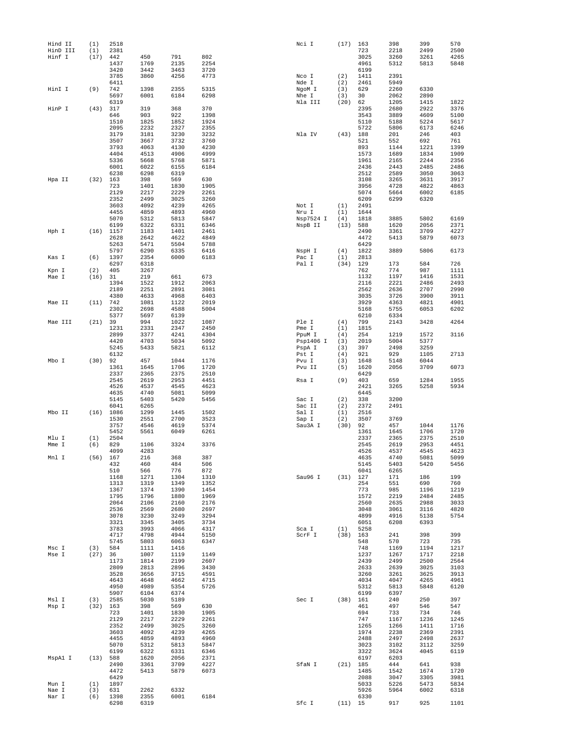```
Hind II    (1)  2518
HinD III   (1)  2381
Hinf I    (17)  442    450    791    802
                1437   1769   2135   2254
                3420   3442   3463   3720
                3785   3860   4256   4773
                6411
HinI I     (9)  742    1398   2355   5315
                5697   6001   6184   6298
                6319
HinP I    (43)  317    319    368    370
                646    903    922    1398
                1510   1825   1852   1924
                2095   2232   2327   2355
                3179   3181   3230   3232
                3507   3667   3732   3760
                3793   4063   4130   4230
                4404   4513   4906   4999
                5336   5668   5768   5871
                6001   6022   6155   6184
                6238   6298   6319
Hpa II    (32)  163    398    569    630
                723    1401   1830   1905
                2129   2217   2229   2261
                2352   2499   3025   3260
                3603   4092   4239   4265
                4455   4859   4893   4960
                5070   5312   5813   5847
                6199   6322   6331   6346
Hph I     (16)  1157   1183   1401   2461
                2628   2642   4622   4849
                5263   5471   5504   5788
                5797   6290   6335   6416
Kas I      (6)  1397   2354   6000   6183
                6297   6318
Kpn I      (2)  405    3267
Mae I     (16)  31     219    661    673
                1394   1522   1912   2063
                2189   2251   2891   3081
                4380   4633   4968   6403
Mae II    (11)  742    1081   1122   2019
                2302   2698   4588   5004
                5377   5697   6139
Mae III   (21)  39     994    1022   1087
                1231   2331   2347   2450
                2899   3377   4241   4304
                4420   4703   5034   5092
                5245   5433   5821   6112
                6132
Mbo I     (30)  92     457    1044   1176
                1361   1645   1706   1720
                2337   2365   2375   2510
                2545   2619   2953   4451
                4526   4537   4545   4623
                4635   4740   5081   5099
                5145   5403   5420   5456
                6041   6265
Mbo II    (16)  1086   1299   1445   1502
                1530   2551   2700   3523
                3757   4546   4619   5374
                5452   5561   6049   6261
Mlu I      (1)  2504
Mme I      (6)  829    1106   3324   3376
                4099   4283
Mnl I     (56)  167    216    368    387
                432    460    484    506
                510    566    776    872
                1168   1271   1304   1310
                1313   1319   1349   1352
                1367   1374   1390   1454
                1795   1796   1880   1969
                2064   2106   2160   2176
                2536   2569   2680   2697
                3078   3230   3249   3294
                3321   3345   3405   3734
                3783   3993   4066   4317
                4717   4798   4944   5150
                5745   5803   6063   6347
Msc I      (3)  584    1111   1416
Mse I     (27)  36     1007   1119   1149
                1173   1814   2199   2607
                2809   2813   2896   3430
                3528   3656   3715   4591
                4643   4648   4662   4715
                4950   4989   5354   5726
                5907   6104   6374
Msl I      (3)  2585   5030   5189
Msp I     (32)  163    398    569    630
                723    1401   1830   1905
                2129   2217   2229   2261
                2352   2499   3025   3260
                3603   4092   4239   4265
                4455   4859   4893   4960
                5070   5312   5813   5847
                6199   6322   6331   6346
MspA1 I   (13)  588    1620   2056   2371
                2490   3361   3709   4227
                4472   5413   5879   6073
                6429
Mun I      (1)  1897
Nae I      (3)  631    2262   6332
Nar I      (6)  1398   2355   6001   6184
                6298   6319
Nci I     (17)  163    398    399    570
                723    2218   2499   2500
                3025   3260   3261   4265
                4961   5312   5813   5848
                6199
Nco I      (2)  1411   2391
Nde I      (2)  2461   5949
NgoM I     (3)  629    2260   6330
Nhe I      (3)  30     2062   2890
Nla III   (20)  62     1205   1415   1822
                2395   2680   2922   3376
                3543   3889   4609   5100
                5110   5188   5224   5617
                5722   5806   6173   6246
Nla IV    (43)  188    201    246    403
                521    552    692    761
                893    1144   1221   1399
                1573   1689   1834   1909
                1961   2165   2244   2356
                2436   2443   2485   2486
                2512   2589   3050   3063
                3108   3265   3631   3917
                3956   4728   4822   4863
                5074   5664   6002   6185
                6209   6299   6320
Not I      (1)  2491
Nru I      (1)  1644
Nsp7524 I  (4)  1818   3885   5802   6169
NspB II   (13)  588    1620   2056   2371
                2490   3361   3709   4227
                4472   5413   5879   6073
                6429
NspH I     (4)  1822   3889   5806   6173
Pac I      (1)  2813
Pal I     (34)  129    173    584    726
                762    774    987    1111
                1132   1197   1416   1531
                2116   2221   2486   2493
                2562   2636   2707   2990
                3035   3726   3900   3911
                3929   4363   4821   4901
                5168   5755   6053   6202
                6210   6334
Ple I      (4)  799    2143   3428   4264
Pme I      (1)  1815
PpuM I     (4)  254    1219   1572   3116
Psp1406 I  (3)  2019   5004   5377
PspA I     (3)  397    2498   3259
Pst I      (4)  921    929    1105   2713
Pvu I      (3)  1648   5148   6044
Pvu II     (5)  1620   2056   3709   6073
                6429
Rsa I      (9)  403    659    1284   1955
                2421   3265   5258   5934
                6445
Sac I      (2)  338    3200
Sac II     (2)  2372   2491
Sal I      (1)  2516
Sap I      (2)  3507   3769
Sau3A I   (30)  92     457    1044   1176
                1361   1645   1706   1720
                2337   2365   2375   2510
                2545   2619   2953   4451
                4526   4537   4545   4623
                4635   4740   5081   5099
                5145   5403   5420   5456
                6041   6265
Sau96 I   (31)  127    171    186    199
                254    551    690    760
                773    985    1196   1219
                1572   2219   2484   2485
                2560   2635   2988   3033
                3048   3061   3116   4820
                4899   4916   5138   5754
                6051   6208   6393
Sca I      (1)  5258
ScrF I    (38)  163    241    398    399
                548    570    723    735
                748    1169   1194   1217
                1237   1267   1717   2218
                2439   2499   2500   2564
                2633   2639   3025   3103
                3260   3261   3625   3913
                4034   4047   4265   4961
                5312   5813   5848   6120
                6199   6397
Sec I     (38)  161    240    250    397
                461    497    546    547
                694    733    734    746
                747    1167   1236   1245
                1265   1266   1411   1716
                1974   2238   2369   2391
                2488   2497   2498   2637
                3023   3102   3112   3259
                3322   3624   4045   6119
                6197   6203
SfaN I    (21)  185    444    641    938
                1485   1542   1674   1720
                2088   3047   3305   3981
                5033   5226   5473   5834
                5926   5964   6002   6318
                6330
Sfc I     (11)  15     917    925    1101
```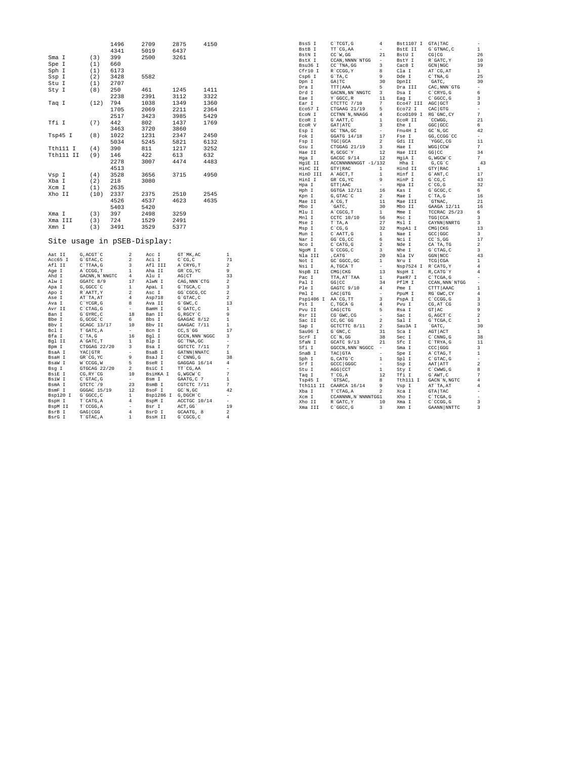| | | | | | |
|---|---|---|---|---|---|
| | | 1496 | 2709 | 2875 | 4150 |
| | | 4341 | 5019 | 6437 | |
| Sma I | (3) | 399 | 2500 | 3261 | |
| Spe I | (1) | 660 | | | |
| Sph I | (1) | 6173 | | | |
| Ssp I | (2) | 3428 | 5582 | | |
| Stu I | (1) | 2707 | | | |
| Sty I | (8) | 250 | 461 | 1245 | 1411 |
| | | 2238 | 2391 | 3112 | 3322 |
| Taq I | (12) | 794 | 1038 | 1349 | 1360 |
| | | 1705 | 2069 | 2211 | 2364 |
| | | 2517 | 3423 | 3985 | 5429 |
| Tfi I | (7) | 442 | 802 | 1437 | 1769 |
| | | 3463 | 3720 | 3860 | |
| Tsp45 I | (8) | 1022 | 1231 | 2347 | 2450 |
| | | 5034 | 5245 | 5821 | 6132 |
| Tth111 I | (4) | 390 | 811 | 1217 | 3252 |
| Tth111 II | (9) | 146 | 422 | 613 | 632 |
| | | 2278 | 3007 | 4474 | 4483 |
| | | 4513 | | | |
| Vsp I | (4) | 3528 | 3656 | 3715 | 4950 |
| Xba I | (2) | 218 | 3080 | | |
| Xcm I | (1) | 2635 | | | |
| Xho II | (10) | 2337 | 2375 | 2510 | 2545 |
| | | 4526 | 4537 | 4623 | 4635 |
| | | 5403 | 5420 | | |
| Xma I | (3) | 397 | 2498 | 3259 | |
| Xma III | (3) | 724 | 1529 | 2491 | |
| Xmn I | (3) | 3491 | 3529 | 5377 | |

## Site usage in pSEB-Display:

| | | | | | |
|---|---|---|---|---|---|
| Aat II | G,ACGT`C | 2 | Acc I | GT`MK,AC | 1 |
| Acc65 I | G`GTAC,C | 2 | Aci I | C`CG,C | 71 |
| Afl II | C`TTAA,G | 3 | Afl III | A`CRYG,T | 2 |
| Age I | A`CCGG,T | 1 | Aha II | GR`CG,YC | 9 |
| Ahd I | GACNN,N`NNGTC | 4 | Alu I | AG\|CT | 33 |
| Alw I | GGATC 8/9 | 17 | AlwN I | CAG,NNN`CTG | 2 |
| Apa I | G,GGCC`C | 1 | ApaL I | G`TGCA,C | 3 |
| Apo I | R`AATT,Y | 2 | Asc I | GG`CGCG,CC | 2 |
| Ase I | AT`TA,AT | 4 | Asp718 | G`GTAC,C | 2 |
| Ava I | C`YCGR,G | 8 | Ava II | G`GWC,C | 13 |
| Avr II | C`CTAG,G | - | BamH I | G`GATC,C | 1 |
| Ban I | G`GYRC,C | 18 | Ban II | G,RGCY`C | 9 |
| Bbe I | G,GCGC`C | 6 | Bbs I | GAAGAC 8/12 | 1 |
| Bbv I | GCAGC 13/17 | 10 | Bbv II | GAAGAC 7/11 | 1 |
| Bcl I | T`GATC,A | - | Bcn I | CC,S`GG | 17 |
| Bfa I | C`TA,G | 16 | Bgl I | GCCN,NNN`NGGC | 3 |
| Bgl II | A`GATC,T | 1 | Blp I | GC`TNA,GC | - |
| Bpm I | CTGGAG 22/20 | 3 | Bsa I | GGTCTC 7/11 | 7 |
| BsaA I | YAC\|GTR | - | BsaB I | GATNN\|NNATC | 1 |
| BsaH I | GR`CG,YC | 9 | BsaJ I | C`CNNG,G | 38 |
| BsaW I | W`CCGG,W | 5 | BseR I | GAGGAG 16/14 | 4 |
| Bsg I | GTGCAG 22/20 | 2 | BsiC I | TT`CG,AA | - |
| BsiE I | CG,RY`CG | 10 | BsiHKA I | G,WGCW`C | 7 |
| BsiW I | C`GTAC,G | - | Bsm I | GAATG,C 7 | 1 |
| BsmA I | GTCTC`/9 | 23 | BsmB I | CGTCTC 7/11 | 7 |
| BsmF I | GGGAC 15/19 | 12 | BsoF I | GC`N,GC | 42 |
| Bsp120 I | G`GGCC,C | 1 | Bsp1286 I | G,DGCH`C | - |
| BspH I | T`CATG,A | 4 | BspM I | ACCTGC 10/14 | - |
| BspM II | T`CCGG,A | - | Bsr I | ACT,GG` | 19 |
| BsrB I | GAG\|CGG | 4 | BsrD I | GCAATG, 8 | 2 |
| BsrG I | T`GTAC,A | 1 | BssH II | G`CGCG,C | 4 |
| BssS I | C`TCGT,G | 4 | Bst1107 I | GTA\|TAC | - |
| BstB I | TT`CG,AA | - | BstE II | G`GTNAC,C | 1 |
| BstN I | CC`W,GG | 21 | BstU I | CG\|CG | 26 |
| BstX I | CCAN,NNNN`NTGG | - | BstY I | R`GATC,Y | 10 |
| Bsu36 I | CC`TNA,GG | 3 | Cac8 I | GCN\|NGC | 39 |
| Cfr10 I | R`CCGG,Y | 8 | Cla I | AT`CG,AT | 1 |
| Csp6 I | G`TA,C | 9 | Dde I | C`TNA,G | 25 |
| Dpn I | GA\|TC | 30 | DpnII | `GATC, | 30 |
| Dra I | TTT\|AAA | 5 | Dra III | CAC,NNN`GTG | - |
| Drd I | GACNN,NN`NNGTC | 3 | Dsa I | C`CRYG,G | 6 |
| Eae I | Y`GGCC,R | 11 | Eag I | C`GGCC,G | 3 |
| Ear I | CTCTTC 7/10 | 7 | Eco47 III | AGC\|GCT | 3 |
| Eco57 I | CTGAAG 21/19 | 5 | Eco72 I | CAC\|GTG | - |
| EcoN I | CCTNN`N,NNAGG | 4 | Eco0109 I | RG`GNC,CY | 7 |
| EcoR I | G`AATT,C | 1 | EcoR II | `CCWGG, | 21 |
| EcoR V | GAT\|ATC | 3 | Ehe I | GGC\|GCC | 6 |
| Esp I | GC`TNA,GC | - | Fnu4H I | GC`N,GC | 42 |
| Fok I | GGATG 14/18 | 17 | Fse I | GG,CCGG`CC | - |
| Fsp I | TGC\|GCA | 2 | Gdi II | `YGGC,CG | 11 |
| Gsu I | CTGGAG 21/19 | 3 | Hae I | WGG\|CCW | 7 |
| Hae II | R,GCGC`Y | 12 | Hae III | GG\|CC | 34 |
| Hga I | GACGC 9/14 | 12 | HgiA I | G,WGCW`C | 7 |
| HgiE II | ACCNNNNNNGGT -1/132 | | Hha I | G,CG`C | 43 |
| HinC II | GTY\|RAC | 1 | Hind II | GTY\|RAC | 1 |
| HinD III | A`AGCT,T | 1 | Hinf I | G`ANT,C | 17 |
| HinI I | GR`CG,YC | 9 | HinP I | G`CG,C | 43 |
| Hpa I | GTT\|AAC | - | Hpa II | C`CG,G | 32 |
| Hph I | GGTGA 12/11 | 16 | Kas I | G`GCGC,C | 6 |
| Kpn I | G,GTAC`C | 2 | Mae I | C`TA,G | 16 |
| Mae II | A`CG,T | 11 | Mae III | `GTNAC, | 21 |
| Mbo I | `GATC, | 30 | Mbo II | GAAGA 12/11 | 16 |
| Mlu I | A`CGCG,T | 1 | Mme I | TCCRAC 25/23 | 6 |
| Mnl I | CCTC 10/10 | 56 | Msc I | TGG\|CCA | 3 |
| Mse I | T`TA,A | 27 | Msl I | CAYNN\|NNRTG | 3 |
| Msp I | C`CG,G | 32 | MspA1 I | CMG\|CKG | 13 |
| Mun I | C`AATT,G | 1 | Nae I | GCC\|GGC | 3 |
| Nar I | GG`CG,CC | 6 | Nci I | CC`S,GG | 17 |
| Nco I | C`CATG,G | 2 | Nde I | CA`TA,TG | 2 |
| NgoM I | G`CCGG,C | 3 | Nhe I | G`CTAG,C | 3 |
| Nla III | ,CATG` | 20 | Nla IV | GGN\|NCC | 43 |
| Not I | GC`GGCC,GC | 1 | Nru I | TCG\|CGA | 1 |
| Nsi I | A,TGCA`T | - | Nsp7524 I | R`CATG,Y | 4 |
| NspB II | CMG\|CKG | 13 | NspH I | R,CATG`Y | 4 |
| Pac I | TTA,AT`TAA | 1 | PaeR7 I | C`TCGA,G | - |
| Pal I | GG\|CC | 34 | PflM I | CCAN,NNN`NTGG | - |
| Ple I | GAGTC 9/10 | 4 | Pme I | CTTT\|AAAC | 1 |
| Pml I | CAC\|GTG | - | PpuM I | RG`GWC,CY | 4 |
| Psp1406 I | AA`CG,TT | 3 | PspA I | C`CCGG,G | 3 |
| Pst I | C,TGCA`G | 4 | Pvu I | CG,AT`CG | 3 |
| Pvu II | CAG\|CTG | 5 | Rsa I | GT\|AC | 9 |
| Rsr II | CG`GWC,CG | - | Sac I | G,AGCT`C | 2 |
| Sac II | CC,GC`GG | 2 | Sal I | G`TCGA,C | 1 |
| Sap I | GCTCTTC 8/11 | 2 | Sau3A I | `GATC, | 30 |
| Sau96 I | G`GNC,C | 31 | Sca I | AGT\|ACT | 1 |
| ScrF I | CC`N,GG | 38 | Sec I | C`CNNG,G | 38 |
| SfaN I | GCATC 9/13 | 21 | Sfc I | C`TRYA,G | 11 |
| Sfi I | GGCCN,NNN`NGGCC | - | Sma I | CCC\|GGG | 3 |
| SnaB I | TAC\|GTA | - | Spe I | A`CTAG,T | 1 |
| Sph I | G,CATG`C | 1 | Spl I | C`GTAC,G | - |
| Srf I | GCCC\|GGGC | - | Ssp I | AAT\|ATT | 2 |
| Stu I | AGG\|CCT | 1 | Sty I | C`CWWG,G | 8 |
| Taq I | T`CG,A | 12 | Tfi I | G`AWT,C | 7 |
| Tsp45 I | `GTSAC, | 8 | Tth111 I | GACN`N,NGTC | 4 |
| Tth111 II | CAARCA 16/14 | 9 | Vsp I | AT`TA,AT | 4 |
| Xba I | T`CTAG,A | 2 | Xca I | GTA\|TAC | - |
| Xcm I | CCANNNN,N`NNNNTGG1 | | Xho I | C`TCGA,G | - |
| Xho II | R`GATC,Y | 10 | Xma I | C`CCGG,G | 3 |
| Xma III | C`GGCC,G | 3 | Xmn I | GAANN\|NNTTC | 3 |